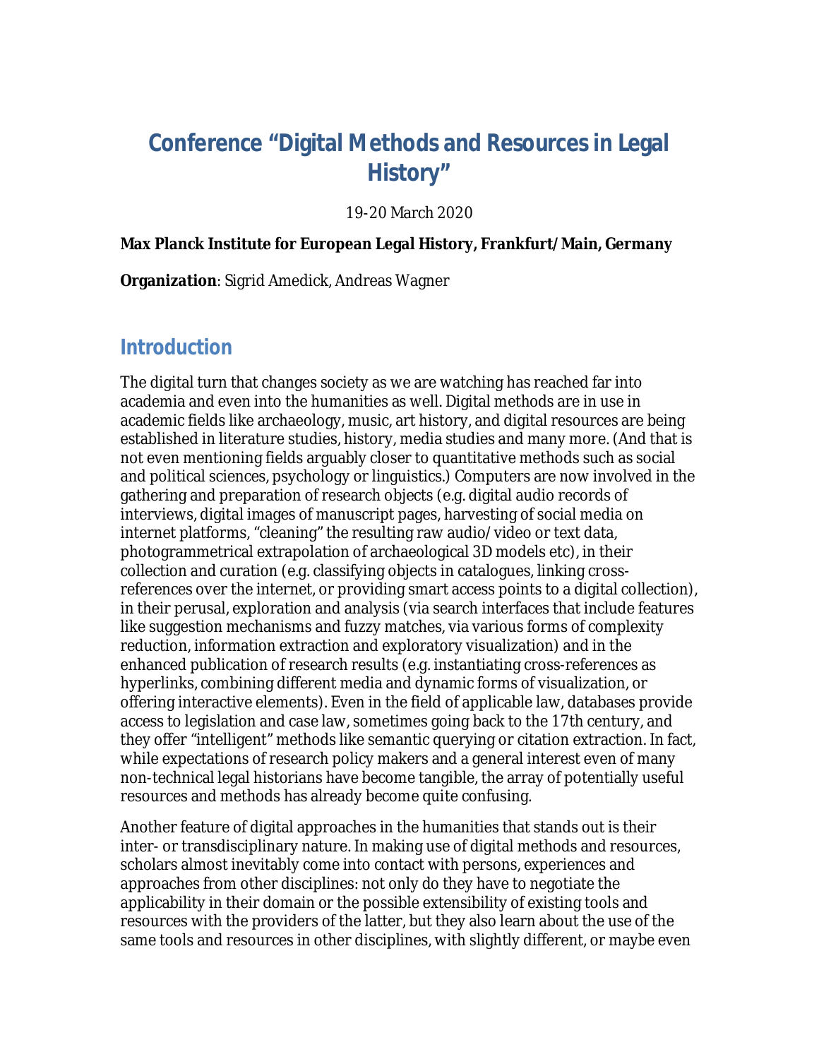# Conference “Digital Methods and Resources in Legal History”

19-20 March 2020

**Max Planck Institute for European Legal History, Frankfurt/Main, Germany**

**Organization**: Sigrid Amedick, Andreas Wagner

## Introduction

The digital turn that changes society as we are watching has reached far into academia and even into the humanities as well. Digital methods are in use in academic fields like archaeology, music, art history, and digital resources are being established in literature studies, history, media studies and many more. (And that is not even mentioning fields arguably closer to quantitative methods such as social and political sciences, psychology or linguistics.) Computers are now involved in the gathering and preparation of research objects (e.g. digital audio records of interviews, digital images of manuscript pages, harvesting of social media on internet platforms, “cleaning” the resulting raw audio/video or text data, photogrammetrical extrapolation of archaeological 3D models etc), in their collection and curation (e.g. classifying objects in catalogues, linking cross-references over the internet, or providing smart access points to a digital collection), in their perusal, exploration and analysis (via search interfaces that include features like suggestion mechanisms and fuzzy matches, via various forms of complexity reduction, information extraction and exploratory visualization) and in the enhanced publication of research results (e.g. instantiating cross-references as hyperlinks, combining different media and dynamic forms of visualization, or offering interactive elements). Even in the field of applicable law, databases provide access to legislation and case law, sometimes going back to the 17th century, and they offer “intelligent” methods like semantic querying or citation extraction. In fact, while expectations of research policy makers and a general interest even of many non-technical legal historians have become tangible, the array of potentially useful resources and methods has already become quite confusing.

Another feature of digital approaches in the humanities that stands out is their inter- or transdisciplinary nature. In making use of digital methods and resources, scholars almost inevitably come into contact with persons, experiences and approaches from other disciplines: not only do they have to negotiate the applicability in their domain or the possible extensibility of existing tools and resources with the providers of the latter, but they also learn about the use of the same tools and resources in other disciplines, with slightly different, or maybe even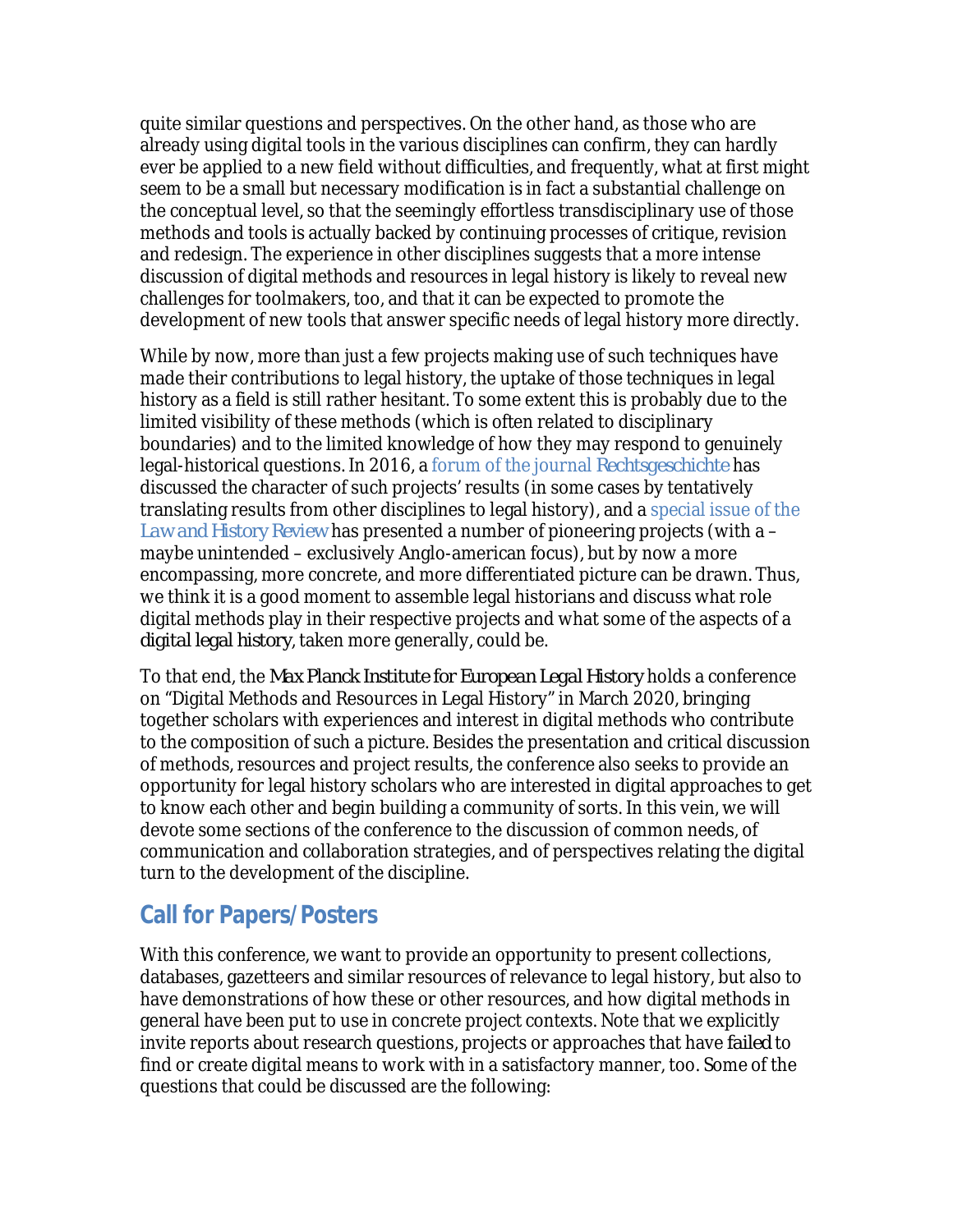quite similar questions and perspectives. On the other hand, as those who are already using digital tools in the various disciplines can confirm, they can hardly ever be applied to a new field without difficulties, and frequently, what at first might seem to be a small but necessary modification is in fact a substantial challenge on the conceptual level, so that the seemingly effortless transdisciplinary use of those methods and tools is actually backed by continuing processes of critique, revision and redesign. The experience in other disciplines suggests that a more intense discussion of digital methods and resources in legal history is likely to reveal new challenges for toolmakers, too, and that it can be expected to promote the development of new tools that answer specific needs of legal history more directly.

While by now, more than just a few projects making use of such techniques have made their contributions to legal history, the uptake of those techniques in legal history as a field is still rather hesitant. To some extent this is probably due to the limited visibility of these methods (which is often related to disciplinary boundaries) and to the limited knowledge of how they may respond to genuinely legal-historical questions. In 2016, a forum of the journal *Rechtsgeschichte* has discussed the character of such projects' results (in some cases by tentatively translating results from other disciplines to legal history), and a special issue of the *Law and History Review* has presented a number of pioneering projects (with a – maybe unintended – exclusively Anglo-american focus), but by now a more encompassing, more concrete, and more differentiated picture can be drawn. Thus, we think it is a good moment to assemble legal historians and discuss what role digital methods play in their respective projects and what some of the aspects of a *digital legal history*, taken more generally, could be.

To that end, the *Max Planck Institute for European Legal History* holds a conference on "Digital Methods and Resources in Legal History" in March 2020, bringing together scholars with experiences and interest in digital methods who contribute to the composition of such a picture. Besides the presentation and critical discussion of methods, resources and project results, the conference also seeks to provide an opportunity for legal history scholars who are interested in digital approaches to get to know each other and begin building a community of sorts. In this vein, we will devote some sections of the conference to the discussion of common needs, of communication and collaboration strategies, and of perspectives relating the digital turn to the development of the discipline.

## Call for Papers/Posters

With this conference, we want to provide an opportunity to present collections, databases, gazetteers and similar resources of relevance to legal history, but also to have demonstrations of how these or other resources, and how digital methods in general have been put to use in concrete project contexts. Note that we explicitly invite reports about research questions, projects or approaches that have *failed* to find or create digital means to work with in a satisfactory manner, too. Some of the questions that could be discussed are the following: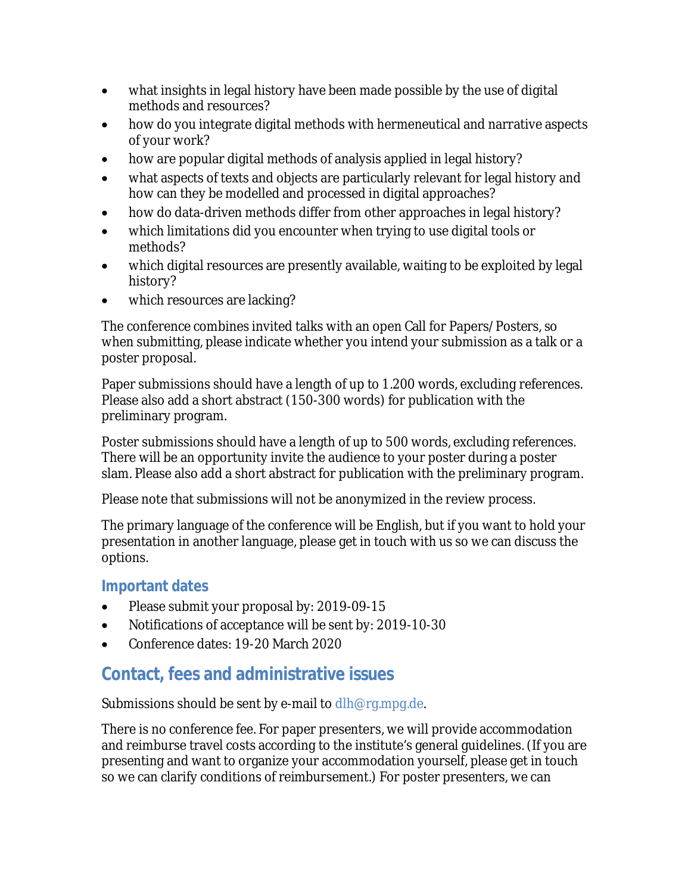- what insights in legal history have been made possible by the use of digital methods and resources?
- how do you integrate digital methods with hermeneutical and narrative aspects of your work?
- how are popular digital methods of analysis applied in legal history?
- what aspects of texts and objects are particularly relevant for legal history and how can they be modelled and processed in digital approaches?
- how do data-driven methods differ from other approaches in legal history?
- which limitations did you encounter when trying to use digital tools or methods?
- which digital resources are presently available, waiting to be exploited by legal history?
- which resources are lacking?

The conference combines invited talks with an open Call for Papers/Posters, so when submitting, please indicate whether you intend your submission as a talk or a poster proposal.

Paper submissions should have a length of up to 1.200 words, excluding references. Please also add a short abstract (150-300 words) for publication with the preliminary program.

Poster submissions should have a length of up to 500 words, excluding references. There will be an opportunity invite the audience to your poster during a poster slam. Please also add a short abstract for publication with the preliminary program.

Please note that submissions will not be anonymized in the review process.

The primary language of the conference will be English, but if you want to hold your presentation in another language, please get in touch with us so we can discuss the options.

### Important dates

- Please submit your proposal by: 2019-09-15
- Notifications of acceptance will be sent by: 2019-10-30
- Conference dates: 19-20 March 2020

## Contact, fees and administrative issues

Submissions should be sent by e-mail to dlh@rg.mpg.de.

There is no conference fee. For paper presenters, we will provide accommodation and reimburse travel costs according to the institute's general guidelines. (If you are presenting and want to organize your accommodation yourself, please get in touch so we can clarify conditions of reimbursement.) For poster presenters, we can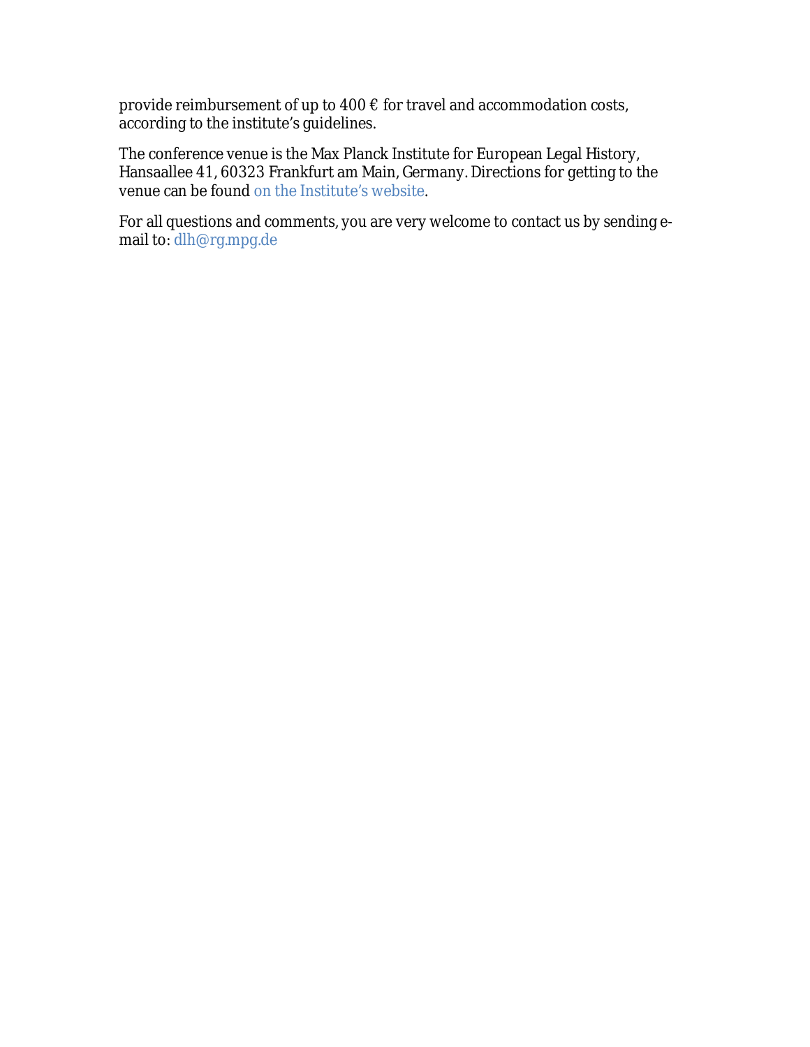provide reimbursement of up to 400 € for travel and accommodation costs, according to the institute's guidelines.

The conference venue is the Max Planck Institute for European Legal History, Hansaallee 41, 60323 Frankfurt am Main, Germany. Directions for getting to the venue can be found on the Institute's website.

For all questions and comments, you are very welcome to contact us by sending e-mail to: dlh@rg.mpg.de